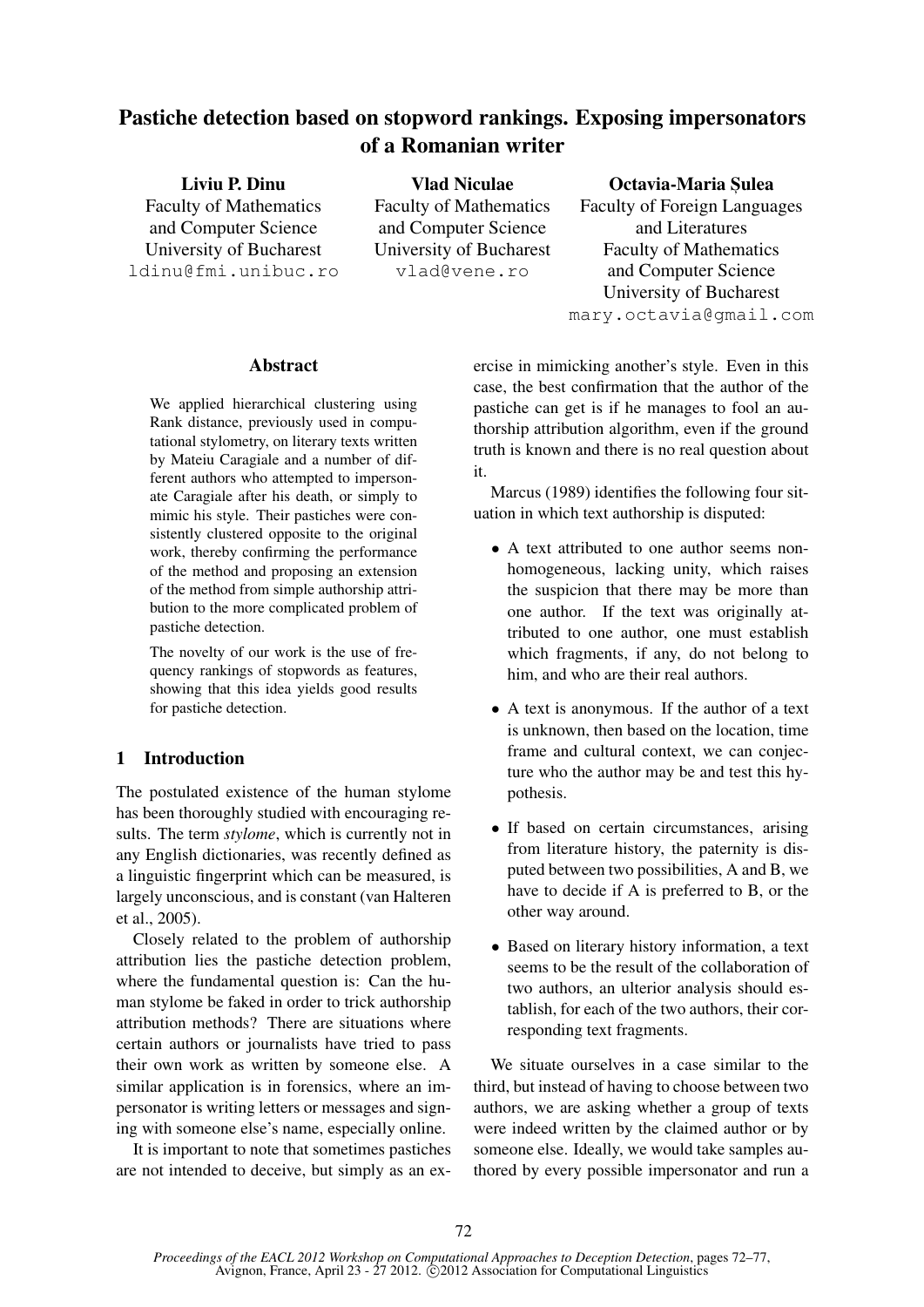# Pastiche detection based on stopword rankings. Exposing impersonators of a Romanian writer

**Liviu P. Dinu**
Faculty of Mathematics and Computer Science
University of Bucharest
ldinu@fmi.unibuc.ro

**Vlad Niculae**
Faculty of Mathematics and Computer Science
University of Bucharest
vlad@vene.ro

**Octavia-Maria Șulea**
Faculty of Foreign Languages and Literatures
Faculty of Mathematics and Computer Science
University of Bucharest
mary.octavia@gmail.com

## Abstract

We applied hierarchical clustering using Rank distance, previously used in computational stylometry, on literary texts written by Mateiu Caragiale and a number of different authors who attempted to impersonate Caragiale after his death, or simply to mimic his style. Their pastiches were consistently clustered opposite to the original work, thereby confirming the performance of the method and proposing an extension of the method from simple authorship attribution to the more complicated problem of pastiche detection.

The novelty of our work is the use of frequency rankings of stopwords as features, showing that this idea yields good results for pastiche detection.

## 1 Introduction

The postulated existence of the human stylome has been thoroughly studied with encouraging results. The term *stylome*, which is currently not in any English dictionaries, was recently defined as a linguistic fingerprint which can be measured, is largely unconscious, and is constant (van Halteren et al., 2005).

Closely related to the problem of authorship attribution lies the pastiche detection problem, where the fundamental question is: Can the human stylome be faked in order to trick authorship attribution methods? There are situations where certain authors or journalists have tried to pass their own work as written by someone else. A similar application is in forensics, where an impersonator is writing letters or messages and signing with someone else's name, especially online.

It is important to note that sometimes pastiches are not intended to deceive, but simply as an exercise in mimicking another's style. Even in this case, the best confirmation that the author of the pastiche can get is if he manages to fool an authorship attribution algorithm, even if the ground truth is known and there is no real question about it.

Marcus (1989) identifies the following four situation in which text authorship is disputed:

- A text attributed to one author seems non-homogeneous, lacking unity, which raises the suspicion that there may be more than one author. If the text was originally attributed to one author, one must establish which fragments, if any, do not belong to him, and who are their real authors.
- A text is anonymous. If the author of a text is unknown, then based on the location, time frame and cultural context, we can conjecture who the author may be and test this hypothesis.
- If based on certain circumstances, arising from literature history, the paternity is disputed between two possibilities, A and B, we have to decide if A is preferred to B, or the other way around.
- Based on literary history information, a text seems to be the result of the collaboration of two authors, an ulterior analysis should establish, for each of the two authors, their corresponding text fragments.

We situate ourselves in a case similar to the third, but instead of having to choose between two authors, we are asking whether a group of texts were indeed written by the claimed author or by someone else. Ideally, we would take samples authored by every possible impersonator and run a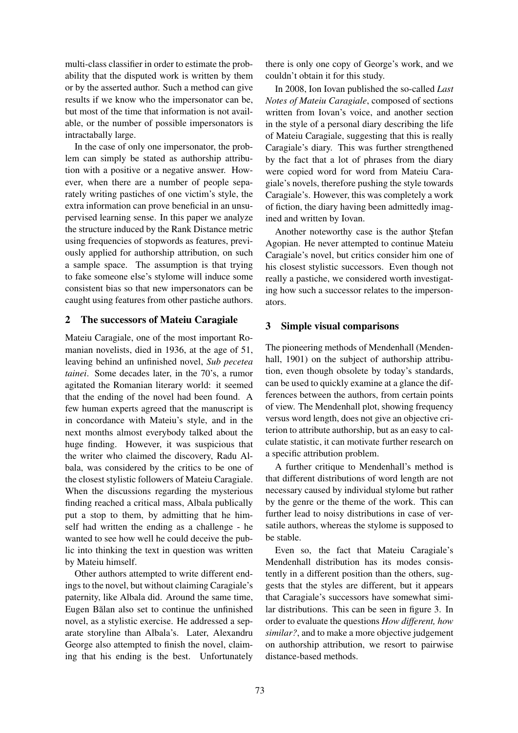multi-class classifier in order to estimate the probability that the disputed work is written by them or by the asserted author. Such a method can give results if we know who the impersonator can be, but most of the time that information is not available, or the number of possible impersonators is intractably large.

In the case of only one impersonator, the problem can simply be stated as authorship attribution with a positive or a negative answer. However, when there are a number of people separately writing pastiches of one victim's style, the extra information can prove beneficial in an unsupervised learning sense. In this paper we analyze the structure induced by the Rank Distance metric using frequencies of stopwords as features, previously applied for authorship attribution, on such a sample space. The assumption is that trying to fake someone else's stylome will induce some consistent bias so that new impersonators can be caught using features from other pastiche authors.

## 2 The successors of Mateiu Caragiale

Mateiu Caragiale, one of the most important Romanian novelists, died in 1936, at the age of 51, leaving behind an unfinished novel, *Sub pecetea tainei*. Some decades later, in the 70's, a rumor agitated the Romanian literary world: it seemed that the ending of the novel had been found. A few human experts agreed that the manuscript is in concordance with Mateiu's style, and in the next months almost everybody talked about the huge finding. However, it was suspicious that the writer who claimed the discovery, Radu Albala, was considered by the critics to be one of the closest stylistic followers of Mateiu Caragiale. When the discussions regarding the mysterious finding reached a critical mass, Albala publically put a stop to them, by admitting that he himself had written the ending as a challenge - he wanted to see how well he could deceive the public into thinking the text in question was written by Mateiu himself.

Other authors attempted to write different endings to the novel, but without claiming Caragiale's paternity, like Albala did. Around the same time, Eugen Bălan also set to continue the unfinished novel, as a stylistic exercise. He addressed a separate storyline than Albala's. Later, Alexandru George also attempted to finish the novel, claiming that his ending is the best. Unfortunately there is only one copy of George's work, and we couldn't obtain it for this study.

In 2008, Ion Iovan published the so-called *Last Notes of Mateiu Caragiale*, composed of sections written from Iovan's voice, and another section in the style of a personal diary describing the life of Mateiu Caragiale, suggesting that this is really Caragiale's diary. This was further strengthened by the fact that a lot of phrases from the diary were copied word for word from Mateiu Caragiale's novels, therefore pushing the style towards Caragiale's. However, this was completely a work of fiction, the diary having been admittedly imagined and written by Iovan.

Another noteworthy case is the author Ştefan Agopian. He never attempted to continue Mateiu Caragiale's novel, but critics consider him one of his closest stylistic successors. Even though not really a pastiche, we considered worth investigating how such a successor relates to the impersonators.

## 3 Simple visual comparisons

The pioneering methods of Mendenhall (Mendenhall, 1901) on the subject of authorship attribution, even though obsolete by today's standards, can be used to quickly examine at a glance the differences between the authors, from certain points of view. The Mendenhall plot, showing frequency versus word length, does not give an objective criterion to attribute authorship, but as an easy to calculate statistic, it can motivate further research on a specific attribution problem.

A further critique to Mendenhall's method is that different distributions of word length are not necessary caused by individual stylome but rather by the genre or the theme of the work. This can further lead to noisy distributions in case of versatile authors, whereas the stylome is supposed to be stable.

Even so, the fact that Mateiu Caragiale's Mendenhall distribution has its modes consistently in a different position than the others, suggests that the styles are different, but it appears that Caragiale's successors have somewhat similar distributions. This can be seen in figure 3. In order to evaluate the questions *How different, how similar?*, and to make a more objective judgement on authorship attribution, we resort to pairwise distance-based methods.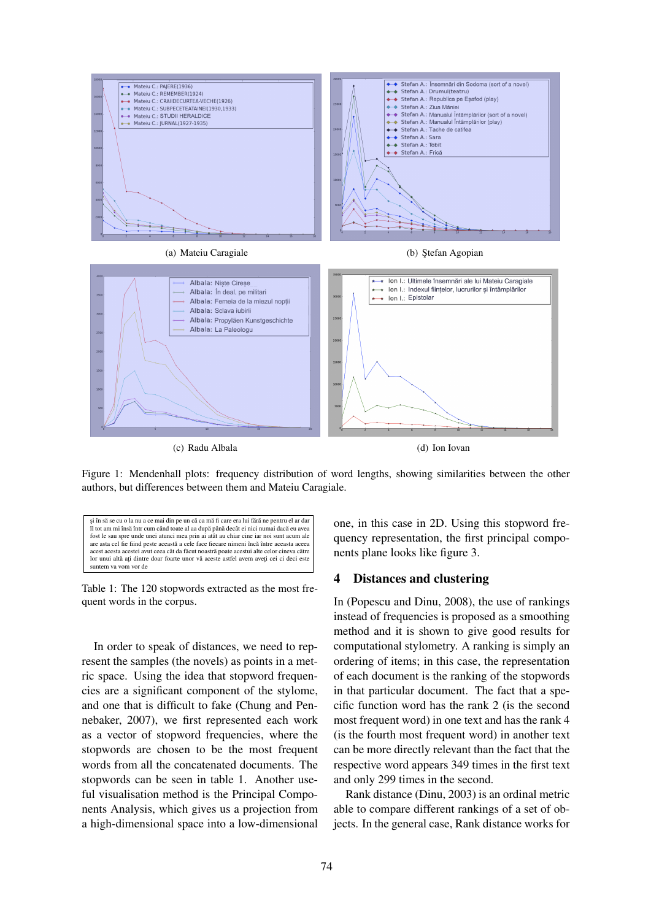(a) Mateiu Caragiale

(b) Ştefan Agopian

(c) Radu Albala

(d) Ion Iovan

Figure 1: Mendenhall plots: frequency distribution of word lengths, showing similarities between the other authors, but differences between them and Mateiu Caragiale.

| și în să se cu o la nu a ce mai din pe un că ca mă fi care era lui fără ne pentru el ar dar îl tot am mi însă într cum când toate al aa după până decât ei nici numai dacă eu avea fost le sau spre unde unei atunci mea prin ai atât au chiar cine iar noi sunt acum ale are asta cel fie fiind peste această a cele face fiecare nimeni încă între aceasta aceea acest acesta acestei avut ceea cât da făcut noastră poate acestui alte celor cineva către lor unui altă ați dintre doar foarte unor vă aceste astfel avem aveți cei ci deci este suntem va vom vor de |
|---|

Table 1: The 120 stopwords extracted as the most frequent words in the corpus.

In order to speak of distances, we need to represent the samples (the novels) as points in a metric space. Using the idea that stopword frequencies are a significant component of the stylome, and one that is difficult to fake (Chung and Pennebaker, 2007), we first represented each work as a vector of stopword frequencies, where the stopwords are chosen to be the most frequent words from all the concatenated documents. The stopwords can be seen in table 1. Another useful visualisation method is the Principal Components Analysis, which gives us a projection from a high-dimensional space into a low-dimensional one, in this case in 2D. Using this stopword frequency representation, the first principal components plane looks like figure 3.

## 4 Distances and clustering

In (Popescu and Dinu, 2008), the use of rankings instead of frequencies is proposed as a smoothing method and it is shown to give good results for computational stylometry. A ranking is simply an ordering of items; in this case, the representation of each document is the ranking of the stopwords in that particular document. The fact that a specific function word has the rank 2 (is the second most frequent word) in one text and has the rank 4 (is the fourth most frequent word) in another text can be more directly relevant than the fact that the respective word appears 349 times in the first text and only 299 times in the second.

Rank distance (Dinu, 2003) is an ordinal metric able to compare different rankings of a set of objects. In the general case, Rank distance works for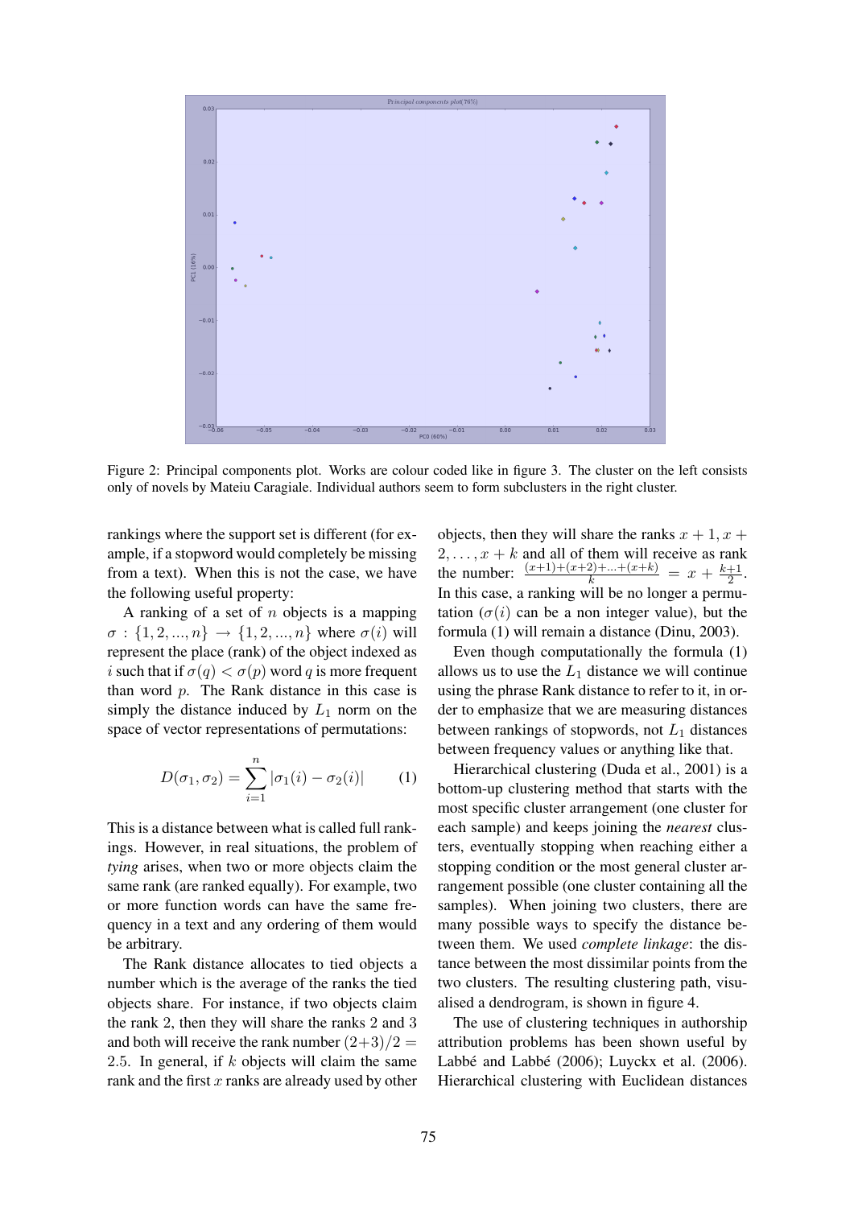Figure 2: Principal components plot. Works are colour coded like in figure 3. The cluster on the left consists only of novels by Mateiu Caragiale. Individual authors seem to form subclusters in the right cluster.

rankings where the support set is different (for example, if a stopword would completely be missing from a text). When this is not the case, we have the following useful property:

A ranking of a set of $n$ objects is a mapping $\sigma : \{1, 2, ..., n\} \to \{1, 2, ..., n\}$ where $\sigma(i)$ will represent the place (rank) of the object indexed as $i$ such that if $\sigma(q) < \sigma(p)$ word $q$ is more frequent than word $p$. The Rank distance in this case is simply the distance induced by $L_1$ norm on the space of vector representations of permutations:

$$D(\sigma_1, \sigma_2) = \sum_{i=1}^{n} |\sigma_1(i) - \sigma_2(i)| \qquad (1)$$

This is a distance between what is called full rankings. However, in real situations, the problem of *tying* arises, when two or more objects claim the same rank (are ranked equally). For example, two or more function words can have the same frequency in a text and any ordering of them would be arbitrary.

The Rank distance allocates to tied objects a number which is the average of the ranks the tied objects share. For instance, if two objects claim the rank 2, then they will share the ranks 2 and 3 and both will receive the rank number $(2+3)/2 = 2.5$. In general, if $k$ objects will claim the same rank and the first $x$ ranks are already used by other objects, then they will share the ranks $x+1, x+2, \ldots, x+k$ and all of them will receive as rank the number: $\frac{(x+1)+(x+2)+\ldots+(x+k)}{k} = x + \frac{k+1}{2}$. In this case, a ranking will be no longer a permutation ($\sigma(i)$ can be a non integer value), but the formula (1) will remain a distance (Dinu, 2003).

Even though computationally the formula (1) allows us to use the $L_1$ distance we will continue using the phrase Rank distance to refer to it, in order to emphasize that we are measuring distances between rankings of stopwords, not $L_1$ distances between frequency values or anything like that.

Hierarchical clustering (Duda et al., 2001) is a bottom-up clustering method that starts with the most specific cluster arrangement (one cluster for each sample) and keeps joining the *nearest* clusters, eventually stopping when reaching either a stopping condition or the most general cluster arrangement possible (one cluster containing all the samples). When joining two clusters, there are many possible ways to specify the distance between them. We used *complete linkage*: the distance between the most dissimilar points from the two clusters. The resulting clustering path, visualised a dendrogram, is shown in figure 4.

The use of clustering techniques in authorship attribution problems has been shown useful by Labbé and Labbé (2006); Luyckx et al. (2006). Hierarchical clustering with Euclidean distances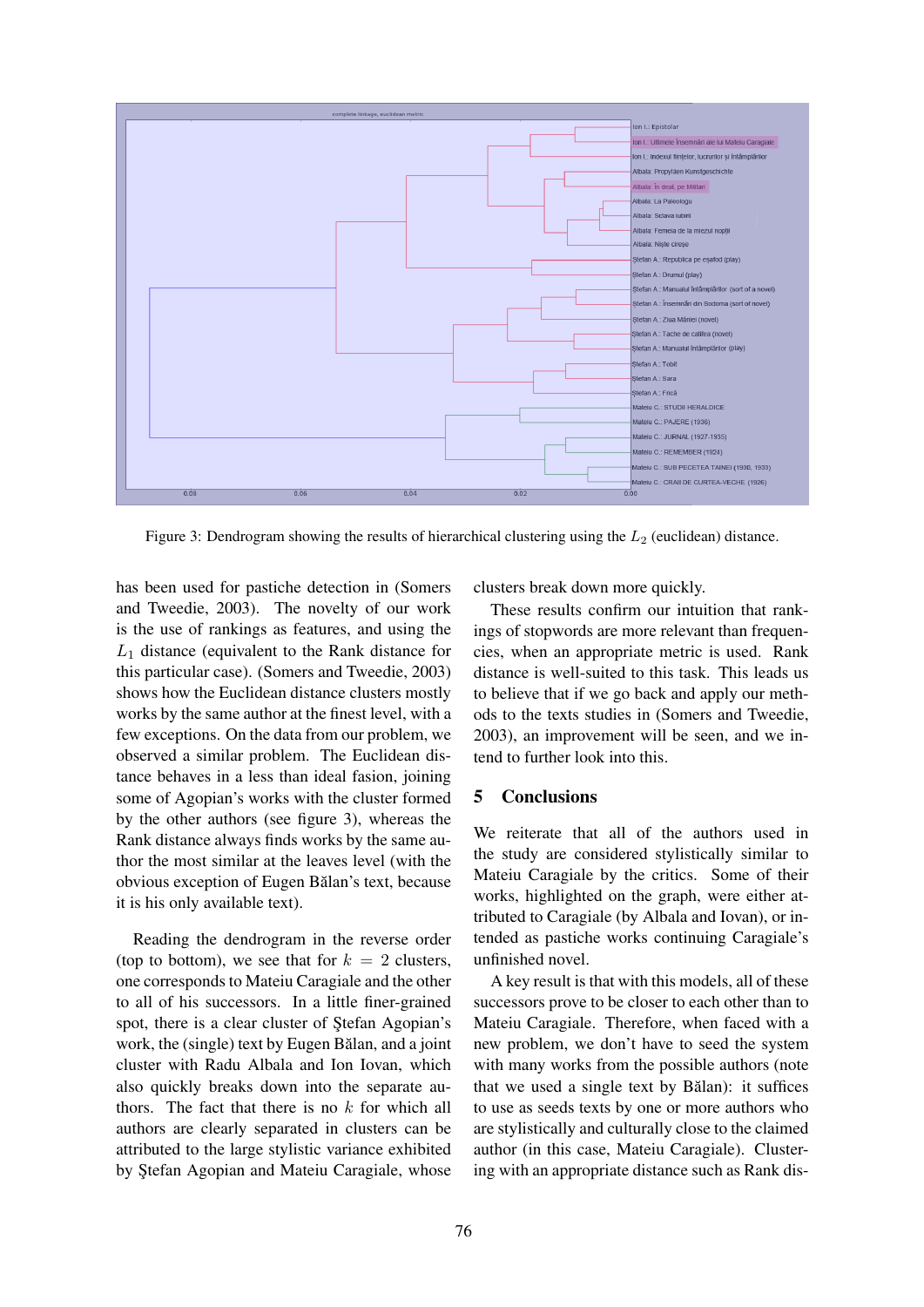Figure 3: Dendrogram showing the results of hierarchical clustering using the $L_2$ (euclidean) distance.

has been used for pastiche detection in (Somers and Tweedie, 2003). The novelty of our work is the use of rankings as features, and using the $L_1$ distance (equivalent to the Rank distance for this particular case). (Somers and Tweedie, 2003) shows how the Euclidean distance clusters mostly works by the same author at the finest level, with a few exceptions. On the data from our problem, we observed a similar problem. The Euclidean distance behaves in a less than ideal fasion, joining some of Agopian's works with the cluster formed by the other authors (see figure 3), whereas the Rank distance always finds works by the same author the most similar at the leaves level (with the obvious exception of Eugen Bălan's text, because it is his only available text).

Reading the dendrogram in the reverse order (top to bottom), we see that for $k = 2$ clusters, one corresponds to Mateiu Caragiale and the other to all of his successors. In a little finer-grained spot, there is a clear cluster of Ştefan Agopian's work, the (single) text by Eugen Bălan, and a joint cluster with Radu Albala and Ion Iovan, which also quickly breaks down into the separate authors. The fact that there is no $k$ for which all authors are clearly separated in clusters can be attributed to the large stylistic variance exhibited by Ştefan Agopian and Mateiu Caragiale, whose clusters break down more quickly.

These results confirm our intuition that rankings of stopwords are more relevant than frequencies, when an appropriate metric is used. Rank distance is well-suited to this task. This leads us to believe that if we go back and apply our methods to the texts studies in (Somers and Tweedie, 2003), an improvement will be seen, and we intend to further look into this.

## 5 Conclusions

We reiterate that all of the authors used in the study are considered stylistically similar to Mateiu Caragiale by the critics. Some of their works, highlighted on the graph, were either attributed to Caragiale (by Albala and Iovan), or intended as pastiche works continuing Caragiale's unfinished novel.

A key result is that with this models, all of these successors prove to be closer to each other than to Mateiu Caragiale. Therefore, when faced with a new problem, we don't have to seed the system with many works from the possible authors (note that we used a single text by Bălan): it suffices to use as seeds texts by one or more authors who are stylistically and culturally close to the claimed author (in this case, Mateiu Caragiale). Clustering with an appropriate distance such as Rank dis-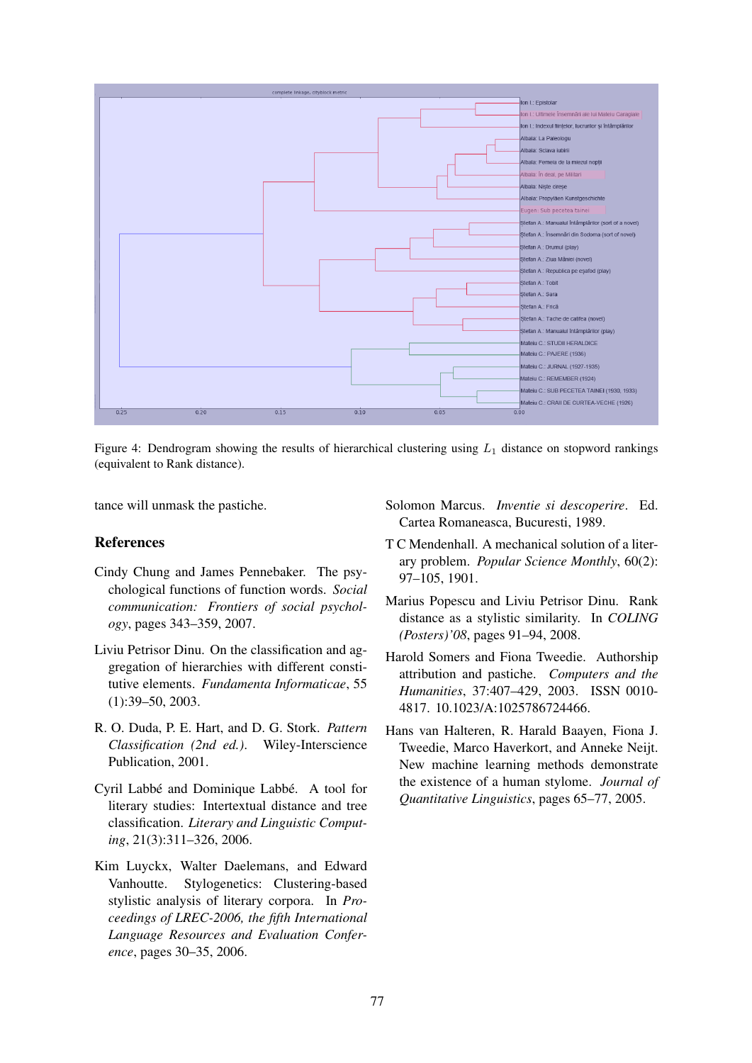complete linkage, cityblock metric

Ion I.: Epistolar

Ion I.: Ultimele însemnări ale lui Mateiu Caragiale

Ion I.: Indexul fiinţelor, lucrurilor şi întâmplărilor

Albala: La Paleologu

Albala: Sclava iubirii

Albala: Femeia de la miezul nopţii

Albala: În deal, pe Militari

Albala: Nişte cireşe

Albala: Propyläen Kunstgeschichte

Eugen: Sub pecetea tainei

Ştefan A.: Manualul întâmplărilor (sort of a novel)

Ştefan A.: Însemnări din Sodoma (sort of novel)

Ştefan A.: Drumul (play)

Ştefan A.: Ziua Mâniei (novel)

Ştefan A.: Republica pe eşafod (play)

Ştefan A.: Tobit

Ştefan A.: Sara

Ştefan A.: Frică

Ştefan A.: Tache de catifea (novel)

Ştefan A.: Manualul întâmplărilor (play)

Mateiu C.: STUDII HERALDICE

Mateiu C.: PAJERE (1936)

Mateiu C.: JURNAL (1927-1935)

Mateiu C.: REMEMBER (1924)

Mateiu C.: SUB PECETEA TAINEI (1930, 1933)

Mateiu C.: CRAII DE CURTEA-VECHE (1926)

0.25 0.20 0.15 0.10 0.05 0.00

Figure 4: Dendrogram showing the results of hierarchical clustering using $L_1$ distance on stopword rankings (equivalent to Rank distance).

tance will unmask the pastiche.

## References

Cindy Chung and James Pennebaker. The psychological functions of function words. *Social communication: Frontiers of social psychology*, pages 343–359, 2007.

Liviu Petrisor Dinu. On the classification and aggregation of hierarchies with different constitutive elements. *Fundamenta Informaticae*, 55 (1):39–50, 2003.

R. O. Duda, P. E. Hart, and D. G. Stork. *Pattern Classification (2nd ed.)*. Wiley-Interscience Publication, 2001.

Cyril Labbé and Dominique Labbé. A tool for literary studies: Intertextual distance and tree classification. *Literary and Linguistic Computing*, 21(3):311–326, 2006.

Kim Luyckx, Walter Daelemans, and Edward Vanhoutte. Stylogenetics: Clustering-based stylistic analysis of literary corpora. In *Proceedings of LREC-2006, the fifth International Language Resources and Evaluation Conference*, pages 30–35, 2006.

Solomon Marcus. *Inventie si descoperire*. Ed. Cartea Romaneasca, Bucuresti, 1989.

T C Mendenhall. A mechanical solution of a literary problem. *Popular Science Monthly*, 60(2): 97–105, 1901.

Marius Popescu and Liviu Petrisor Dinu. Rank distance as a stylistic similarity. In *COLING (Posters)'08*, pages 91–94, 2008.

Harold Somers and Fiona Tweedie. Authorship attribution and pastiche. *Computers and the Humanities*, 37:407–429, 2003. ISSN 0010-4817. 10.1023/A:1025786724466.

Hans van Halteren, R. Harald Baayen, Fiona J. Tweedie, Marco Haverkort, and Anneke Neijt. New machine learning methods demonstrate the existence of a human stylome. *Journal of Quantitative Linguistics*, pages 65–77, 2005.